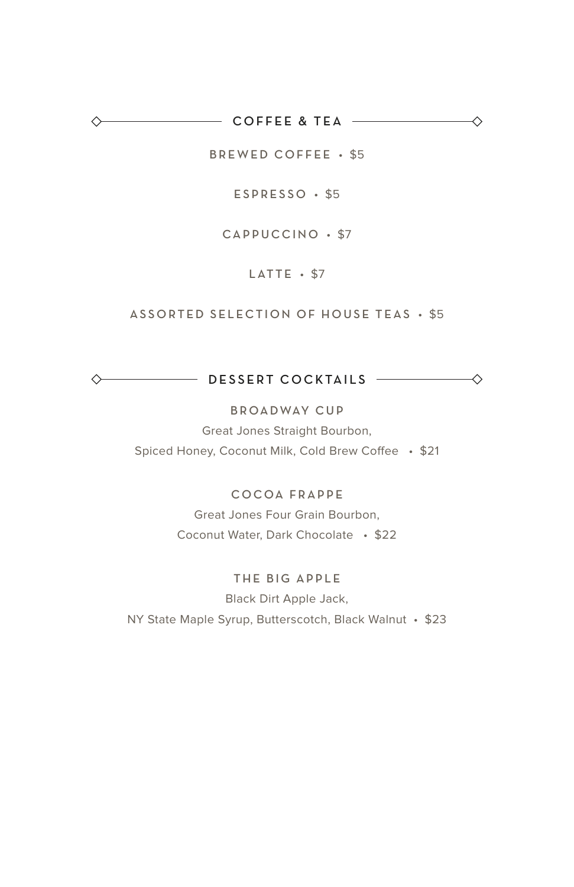## COFFEE & TEA

**BREWED COFFEE** • $5

**ESPRESSO** • $5

**CAPPUCCINO** • $7

**LATTE** • $7

**ASSORTED SELECTION OF HOUSE TEAS** • $5

## DESSERT COCKTAILS

**BROADWAY CUP**
Great Jones Straight Bourbon,
Spiced Honey, Coconut Milk, Cold Brew Coffee • $21

**COCOA FRAPPE**
Great Jones Four Grain Bourbon,
Coconut Water, Dark Chocolate • $22

**THE BIG APPLE**
Black Dirt Apple Jack,
NY State Maple Syrup, Butterscotch, Black Walnut • $23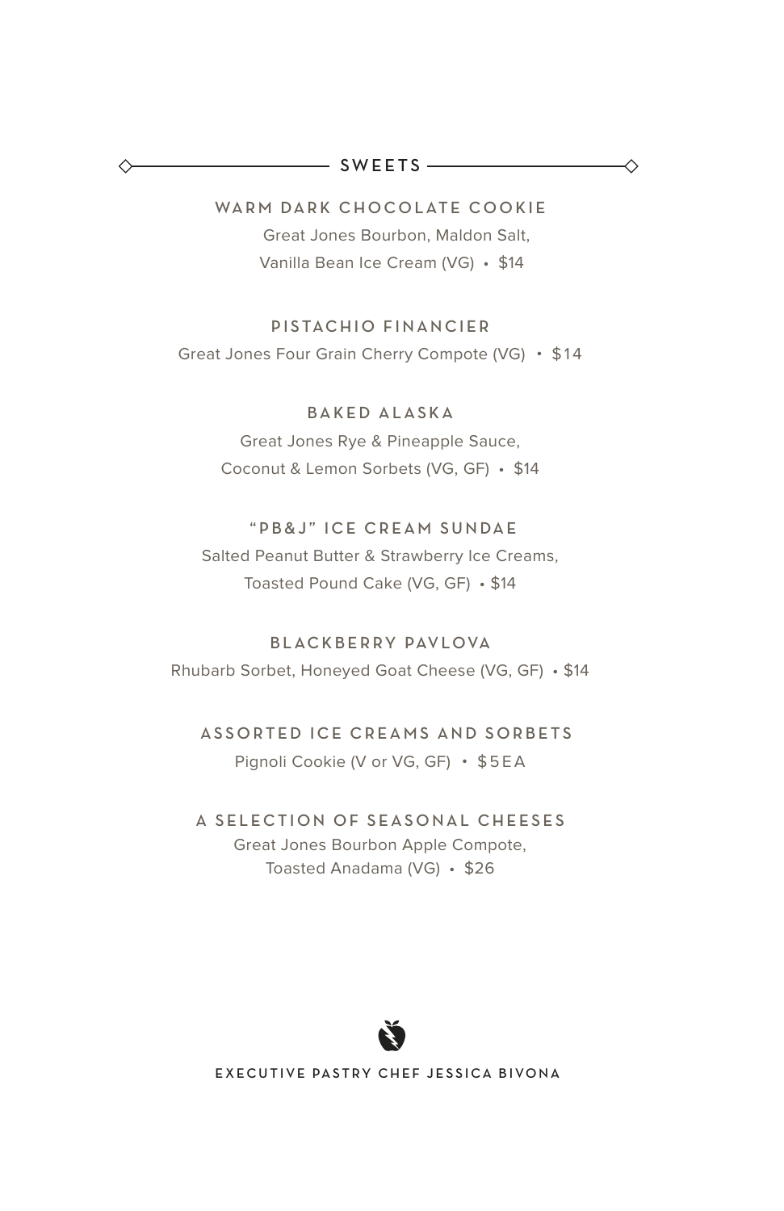## SWEETS

### WARM DARK CHOCOLATE COOKIE

Great Jones Bourbon, Maldon Salt,
Vanilla Bean Ice Cream (VG) • $14

### PISTACHIO FINANCIER

Great Jones Four Grain Cherry Compote (VG) • $14

### BAKED ALASKA

Great Jones Rye & Pineapple Sauce,
Coconut & Lemon Sorbets (VG, GF) • $14

### "PB&J" ICE CREAM SUNDAE

Salted Peanut Butter & Strawberry Ice Creams,
Toasted Pound Cake (VG, GF) • $14

### BLACKBERRY PAVLOVA

Rhubarb Sorbet, Honeyed Goat Cheese (VG, GF) • $14

### ASSORTED ICE CREAMS AND SORBETS

Pignoli Cookie (V or VG, GF) • $5EA

### A SELECTION OF SEASONAL CHEESES

Great Jones Bourbon Apple Compote,
Toasted Anadama (VG) • $26

EXECUTIVE PASTRY CHEF JESSICA BIVONA